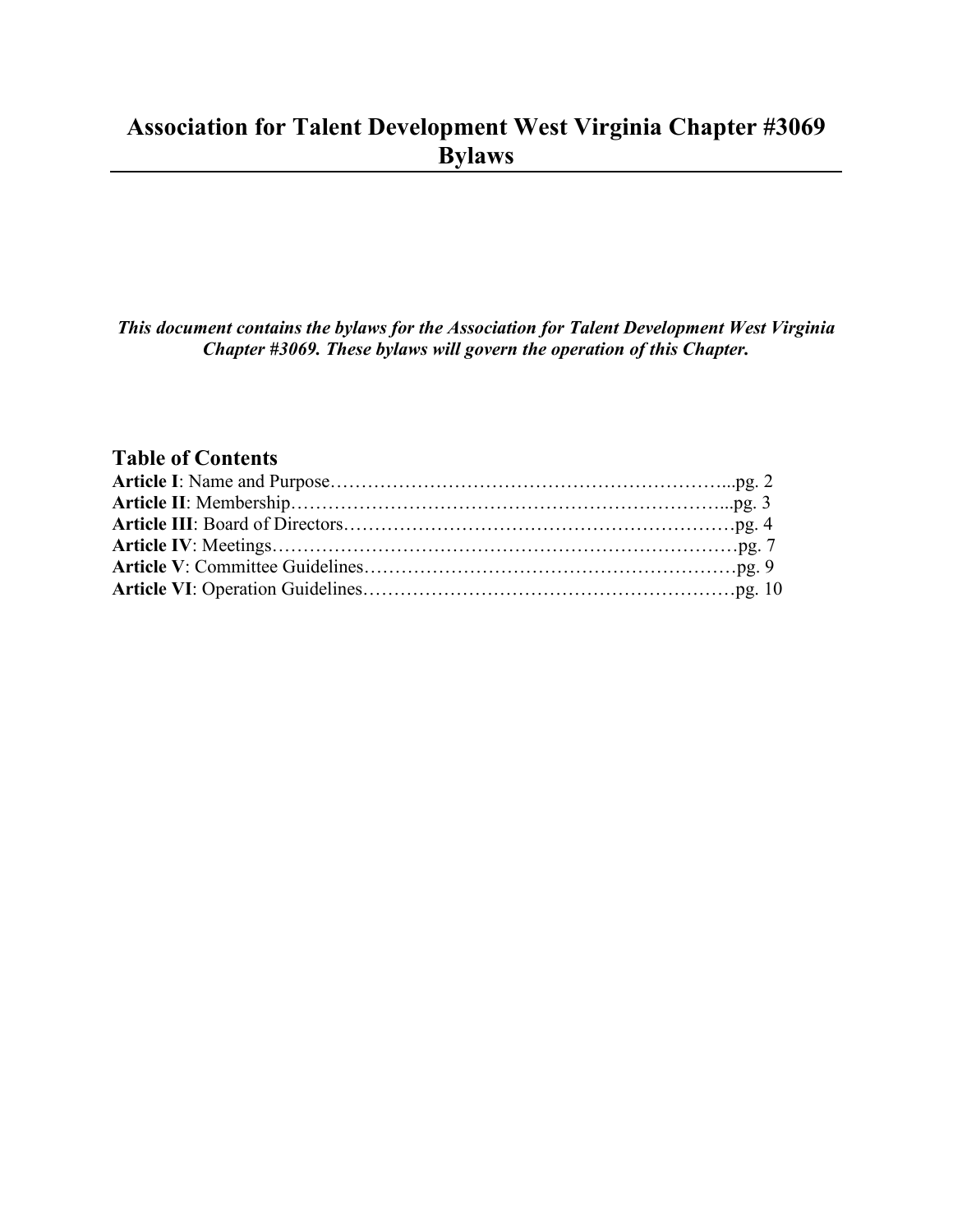# Association for Talent Development West Virginia Chapter #3069 Bylaws

***This document contains the bylaws for the Association for Talent Development West Virginia Chapter #3069. These bylaws will govern the operation of this Chapter.***

## Table of Contents

**Article I**: Name and Purpose…………………………………………………………...pg. 2
**Article II**: Membership……………………………………………………………...pg. 3
**Article III**: Board of Directors………………………………………………………pg. 4
**Article IV**: Meetings…………………………………………………………………pg. 7
**Article V**: Committee Guidelines……………………………………………………pg. 9
**Article VI**: Operation Guidelines……………………………………………………pg. 10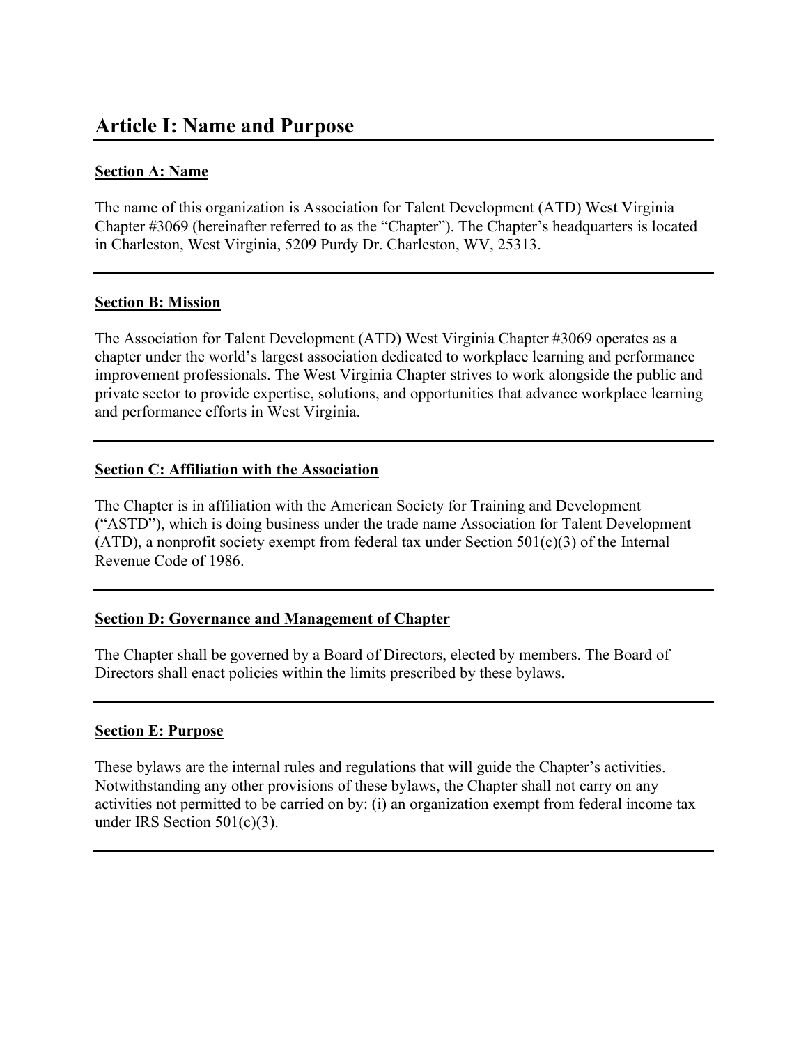# Article I: Name and Purpose

### Section A: Name

The name of this organization is Association for Talent Development (ATD) West Virginia Chapter #3069 (hereinafter referred to as the "Chapter"). The Chapter's headquarters is located in Charleston, West Virginia, 5209 Purdy Dr. Charleston, WV, 25313.

---

### Section B: Mission

The Association for Talent Development (ATD) West Virginia Chapter #3069 operates as a chapter under the world's largest association dedicated to workplace learning and performance improvement professionals. The West Virginia Chapter strives to work alongside the public and private sector to provide expertise, solutions, and opportunities that advance workplace learning and performance efforts in West Virginia.

---

### Section C: Affiliation with the Association

The Chapter is in affiliation with the American Society for Training and Development ("ASTD"), which is doing business under the trade name Association for Talent Development (ATD), a nonprofit society exempt from federal tax under Section 501(c)(3) of the Internal Revenue Code of 1986.

---

### Section D: Governance and Management of Chapter

The Chapter shall be governed by a Board of Directors, elected by members. The Board of Directors shall enact policies within the limits prescribed by these bylaws.

---

### Section E: Purpose

These bylaws are the internal rules and regulations that will guide the Chapter's activities. Notwithstanding any other provisions of these bylaws, the Chapter shall not carry on any activities not permitted to be carried on by: (i) an organization exempt from federal income tax under IRS Section 501(c)(3).

---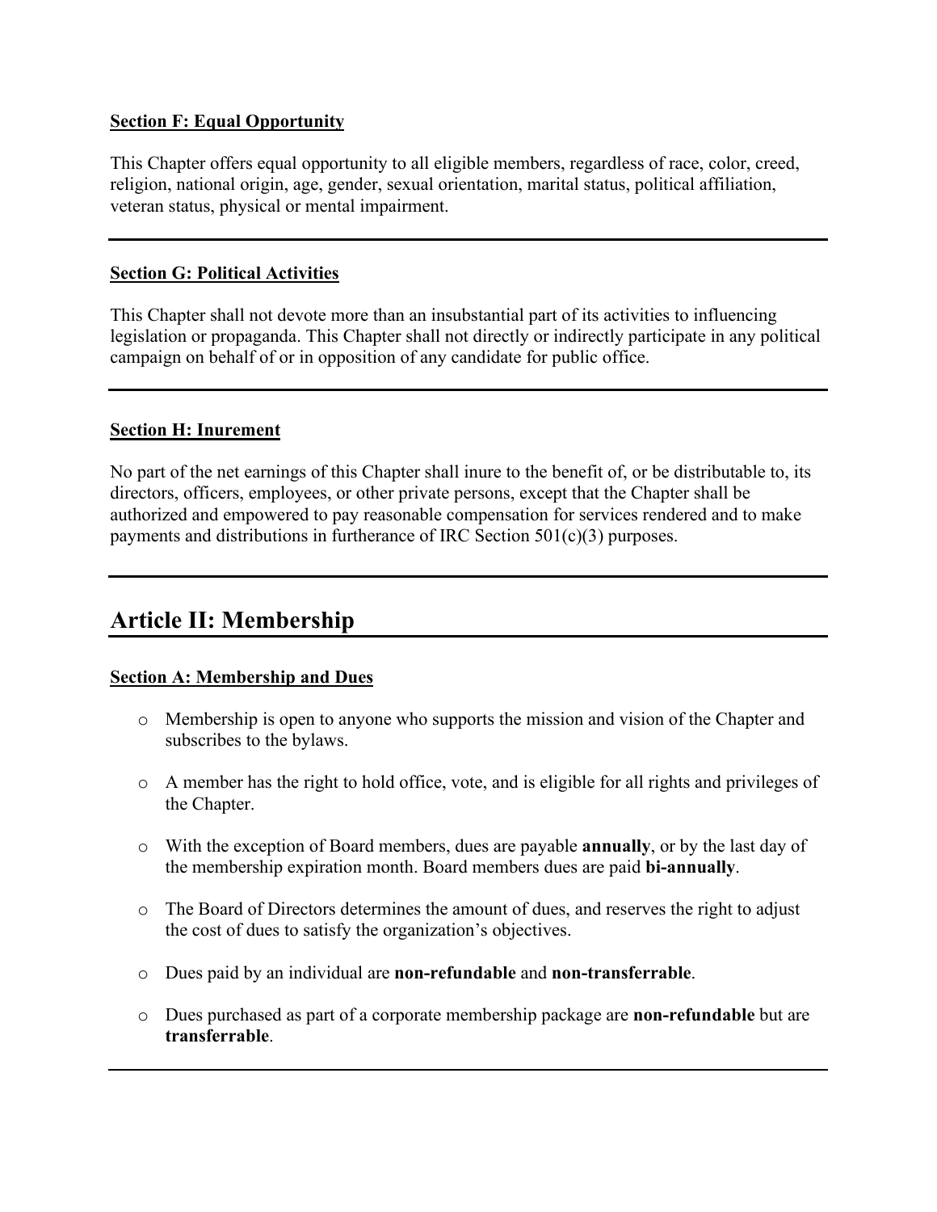**Section F: Equal Opportunity**

This Chapter offers equal opportunity to all eligible members, regardless of race, color, creed, religion, national origin, age, gender, sexual orientation, marital status, political affiliation, veteran status, physical or mental impairment.

---

**Section G: Political Activities**

This Chapter shall not devote more than an insubstantial part of its activities to influencing legislation or propaganda. This Chapter shall not directly or indirectly participate in any political campaign on behalf of or in opposition of any candidate for public office.

---

**Section H: Inurement**

No part of the net earnings of this Chapter shall inure to the benefit of, or be distributable to, its directors, officers, employees, or other private persons, except that the Chapter shall be authorized and empowered to pay reasonable compensation for services rendered and to make payments and distributions in furtherance of IRC Section 501(c)(3) purposes.

---

## Article II: Membership

**Section A: Membership and Dues**

- Membership is open to anyone who supports the mission and vision of the Chapter and subscribes to the bylaws.
- A member has the right to hold office, vote, and is eligible for all rights and privileges of the Chapter.
- With the exception of Board members, dues are payable **annually**, or by the last day of the membership expiration month. Board members dues are paid **bi-annually**.
- The Board of Directors determines the amount of dues, and reserves the right to adjust the cost of dues to satisfy the organization's objectives.
- Dues paid by an individual are **non-refundable** and **non-transferrable**.
- Dues purchased as part of a corporate membership package are **non-refundable** but are **transferrable**.

---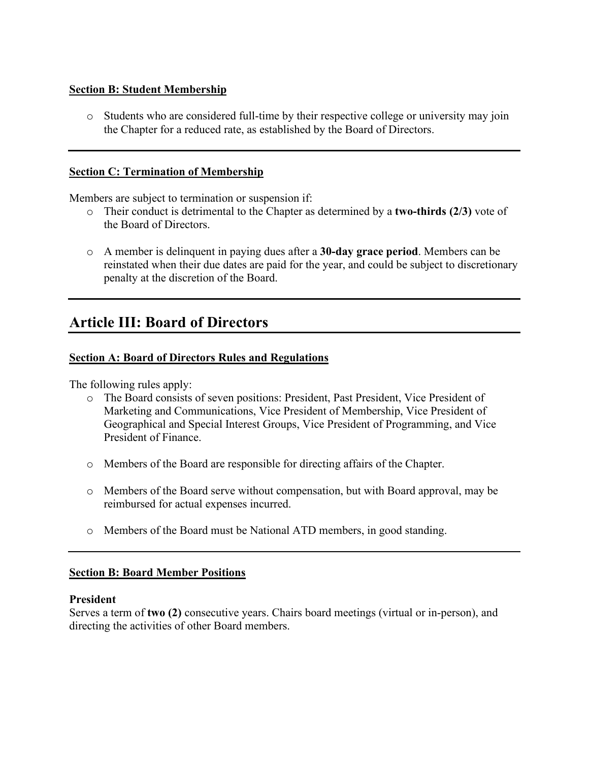**Section B: Student Membership**

- Students who are considered full-time by their respective college or university may join the Chapter for a reduced rate, as established by the Board of Directors.

---

**Section C: Termination of Membership**

Members are subject to termination or suspension if:

- Their conduct is detrimental to the Chapter as determined by a **two-thirds (2/3)** vote of the Board of Directors.
- A member is delinquent in paying dues after a **30-day grace period**. Members can be reinstated when their due dates are paid for the year, and could be subject to discretionary penalty at the discretion of the Board.

---

# Article III: Board of Directors

**Section A: Board of Directors Rules and Regulations**

The following rules apply:

- The Board consists of seven positions: President, Past President, Vice President of Marketing and Communications, Vice President of Membership, Vice President of Geographical and Special Interest Groups, Vice President of Programming, and Vice President of Finance.
- Members of the Board are responsible for directing affairs of the Chapter.
- Members of the Board serve without compensation, but with Board approval, may be reimbursed for actual expenses incurred.
- Members of the Board must be National ATD members, in good standing.

---

**Section B: Board Member Positions**

**President**
Serves a term of **two (2)** consecutive years. Chairs board meetings (virtual or in-person), and directing the activities of other Board members.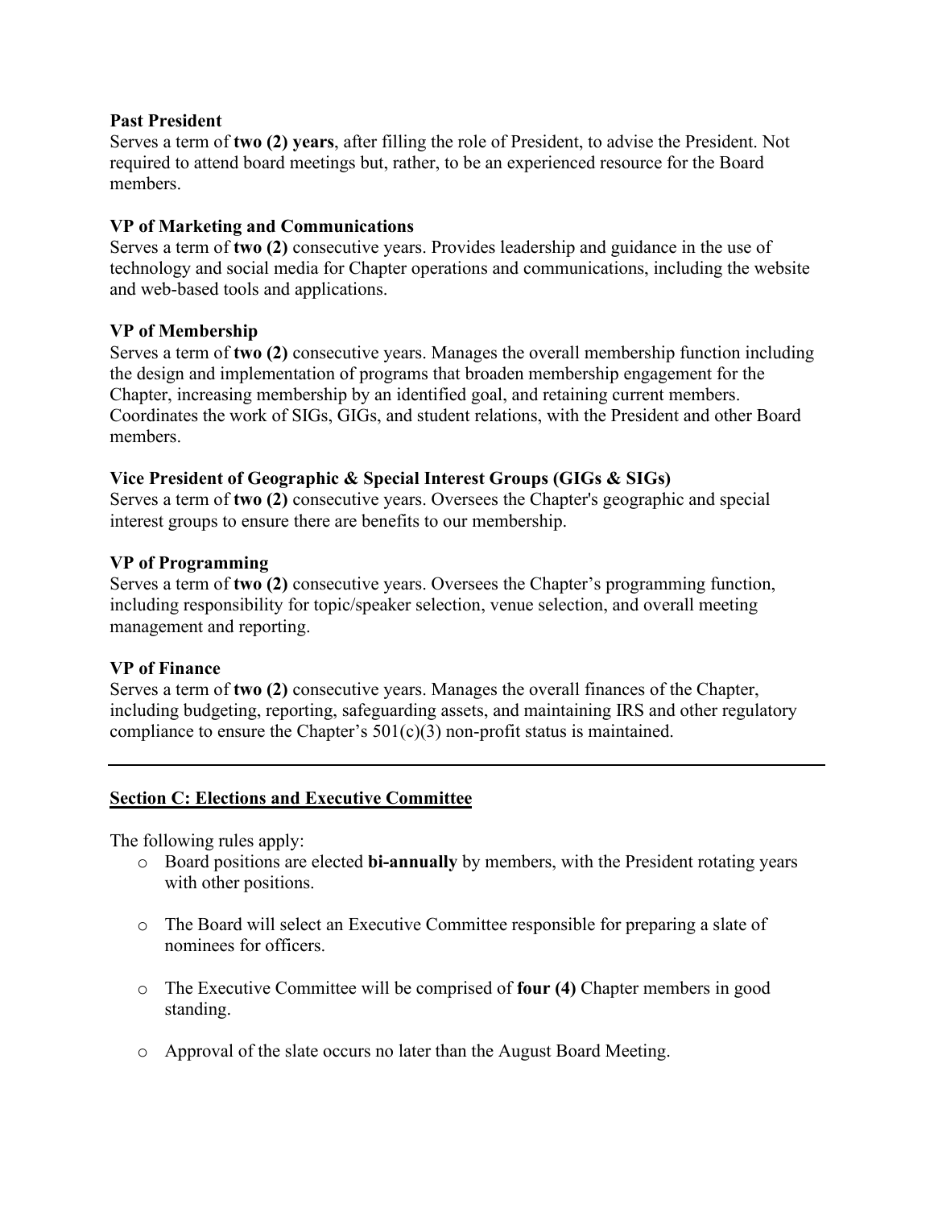**Past President**
Serves a term of **two (2) years**, after filling the role of President, to advise the President. Not required to attend board meetings but, rather, to be an experienced resource for the Board members.

**VP of Marketing and Communications**
Serves a term of **two (2)** consecutive years. Provides leadership and guidance in the use of technology and social media for Chapter operations and communications, including the website and web-based tools and applications.

**VP of Membership**
Serves a term of **two (2)** consecutive years. Manages the overall membership function including the design and implementation of programs that broaden membership engagement for the Chapter, increasing membership by an identified goal, and retaining current members. Coordinates the work of SIGs, GIGs, and student relations, with the President and other Board members.

**Vice President of Geographic & Special Interest Groups (GIGs & SIGs)**
Serves a term of **two (2)** consecutive years. Oversees the Chapter's geographic and special interest groups to ensure there are benefits to our membership.

**VP of Programming**
Serves a term of **two (2)** consecutive years. Oversees the Chapter's programming function, including responsibility for topic/speaker selection, venue selection, and overall meeting management and reporting.

**VP of Finance**
Serves a term of **two (2)** consecutive years. Manages the overall finances of the Chapter, including budgeting, reporting, safeguarding assets, and maintaining IRS and other regulatory compliance to ensure the Chapter's 501(c)(3) non-profit status is maintained.

---

**Section C: Elections and Executive Committee**

The following rules apply:

- Board positions are elected **bi-annually** by members, with the President rotating years with other positions.
- The Board will select an Executive Committee responsible for preparing a slate of nominees for officers.
- The Executive Committee will be comprised of **four (4)** Chapter members in good standing.
- Approval of the slate occurs no later than the August Board Meeting.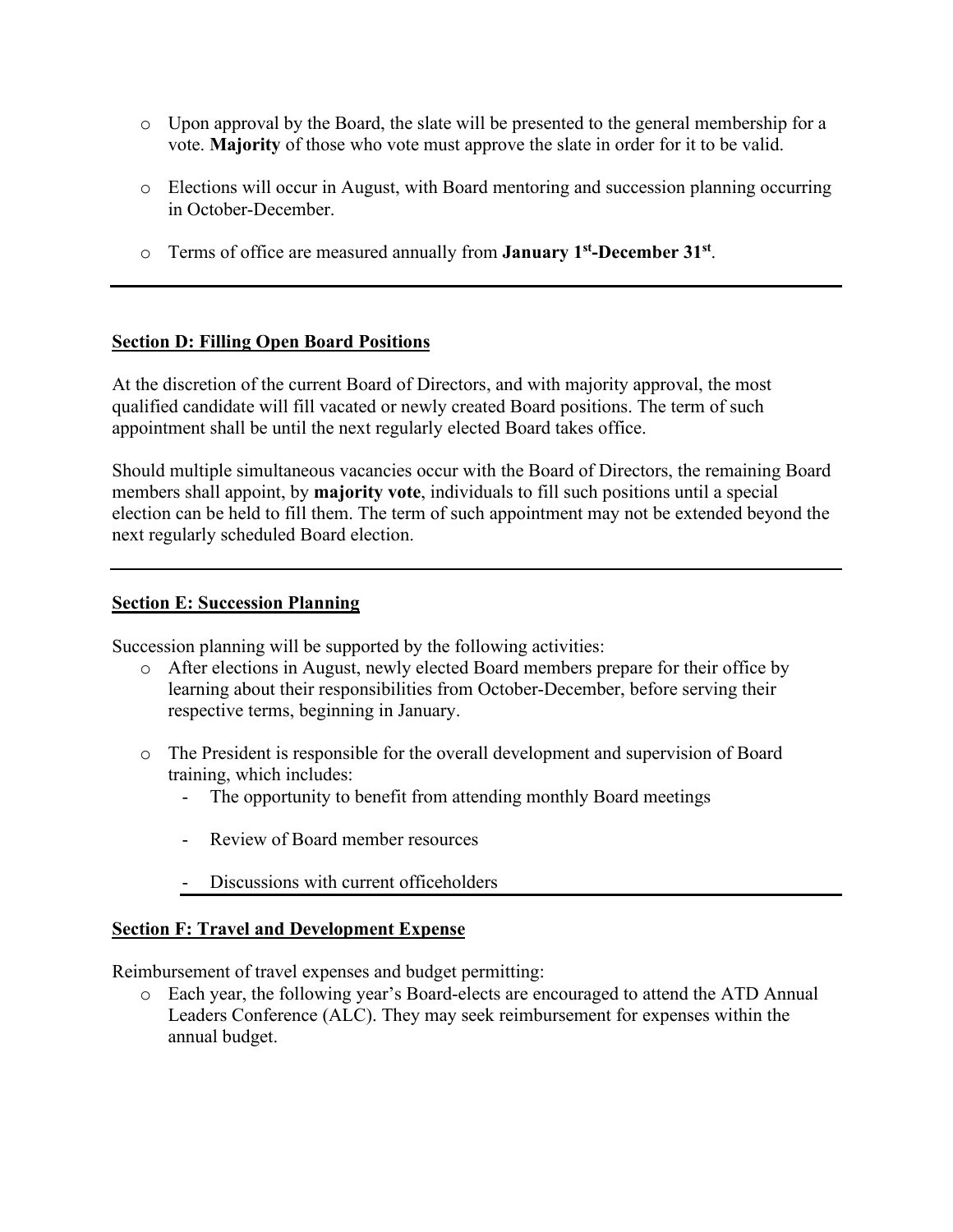- Upon approval by the Board, the slate will be presented to the general membership for a vote. **Majority** of those who vote must approve the slate in order for it to be valid.

- Elections will occur in August, with Board mentoring and succession planning occurring in October-December.

- Terms of office are measured annually from **January 1st-December 31st**.

---

**Section D: Filling Open Board Positions**

At the discretion of the current Board of Directors, and with majority approval, the most qualified candidate will fill vacated or newly created Board positions. The term of such appointment shall be until the next regularly elected Board takes office.

Should multiple simultaneous vacancies occur with the Board of Directors, the remaining Board members shall appoint, by **majority vote**, individuals to fill such positions until a special election can be held to fill them. The term of such appointment may not be extended beyond the next regularly scheduled Board election.

---

**Section E: Succession Planning**

Succession planning will be supported by the following activities:

- After elections in August, newly elected Board members prepare for their office by learning about their responsibilities from October-December, before serving their respective terms, beginning in January.

- The President is responsible for the overall development and supervision of Board training, which includes:
  - The opportunity to benefit from attending monthly Board meetings
  - Review of Board member resources
  - Discussions with current officeholders

---

**Section F: Travel and Development Expense**

Reimbursement of travel expenses and budget permitting:

- Each year, the following year's Board-elects are encouraged to attend the ATD Annual Leaders Conference (ALC). They may seek reimbursement for expenses within the annual budget.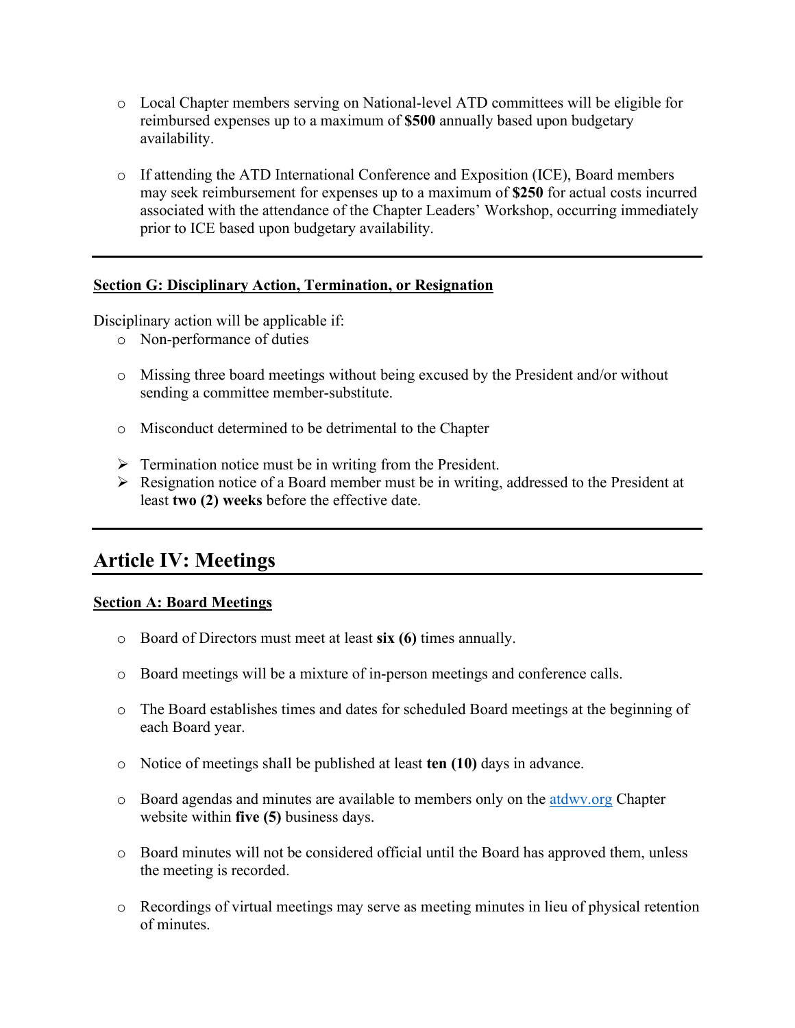- Local Chapter members serving on National-level ATD committees will be eligible for reimbursed expenses up to a maximum of **$500** annually based upon budgetary availability.

- If attending the ATD International Conference and Exposition (ICE), Board members may seek reimbursement for expenses up to a maximum of **$250** for actual costs incurred associated with the attendance of the Chapter Leaders' Workshop, occurring immediately prior to ICE based upon budgetary availability.

---

### Section G: Disciplinary Action, Termination, or Resignation

Disciplinary action will be applicable if:

- Non-performance of duties

- Missing three board meetings without being excused by the President and/or without sending a committee member-substitute.

- Misconduct determined to be detrimental to the Chapter

- Termination notice must be in writing from the President.
- Resignation notice of a Board member must be in writing, addressed to the President at least **two (2) weeks** before the effective date.

---

## Article IV: Meetings

### Section A: Board Meetings

- Board of Directors must meet at least **six (6)** times annually.

- Board meetings will be a mixture of in-person meetings and conference calls.

- The Board establishes times and dates for scheduled Board meetings at the beginning of each Board year.

- Notice of meetings shall be published at least **ten (10)** days in advance.

- Board agendas and minutes are available to members only on the [atdwv.org](atdwv.org) Chapter website within **five (5)** business days.

- Board minutes will not be considered official until the Board has approved them, unless the meeting is recorded.

- Recordings of virtual meetings may serve as meeting minutes in lieu of physical retention of minutes.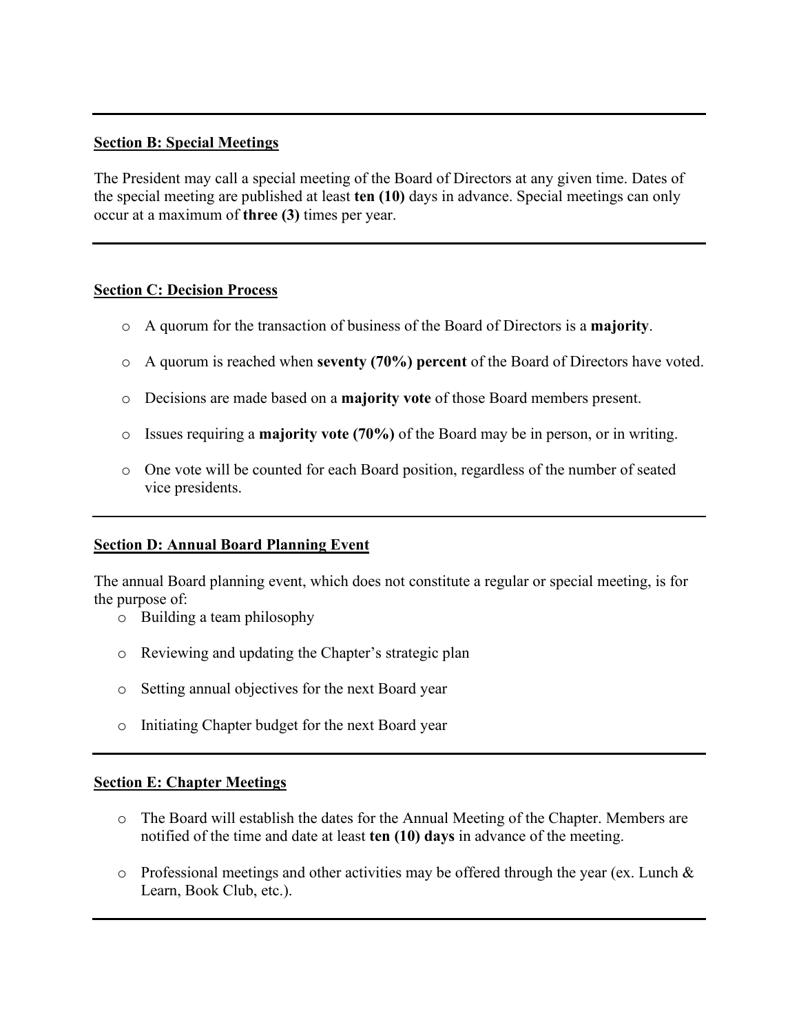---

**Section B: Special Meetings**

The President may call a special meeting of the Board of Directors at any given time. Dates of the special meeting are published at least **ten (10)** days in advance. Special meetings can only occur at a maximum of **three (3)** times per year.

---

**Section C: Decision Process**

- A quorum for the transaction of business of the Board of Directors is a **majority**.
- A quorum is reached when **seventy (70%) percent** of the Board of Directors have voted.
- Decisions are made based on a **majority vote** of those Board members present.
- Issues requiring a **majority vote (70%)** of the Board may be in person, or in writing.
- One vote will be counted for each Board position, regardless of the number of seated vice presidents.

---

**Section D: Annual Board Planning Event**

The annual Board planning event, which does not constitute a regular or special meeting, is for the purpose of:

- Building a team philosophy
- Reviewing and updating the Chapter's strategic plan
- Setting annual objectives for the next Board year
- Initiating Chapter budget for the next Board year

---

**Section E: Chapter Meetings**

- The Board will establish the dates for the Annual Meeting of the Chapter. Members are notified of the time and date at least **ten (10) days** in advance of the meeting.
- Professional meetings and other activities may be offered through the year (ex. Lunch & Learn, Book Club, etc.).

---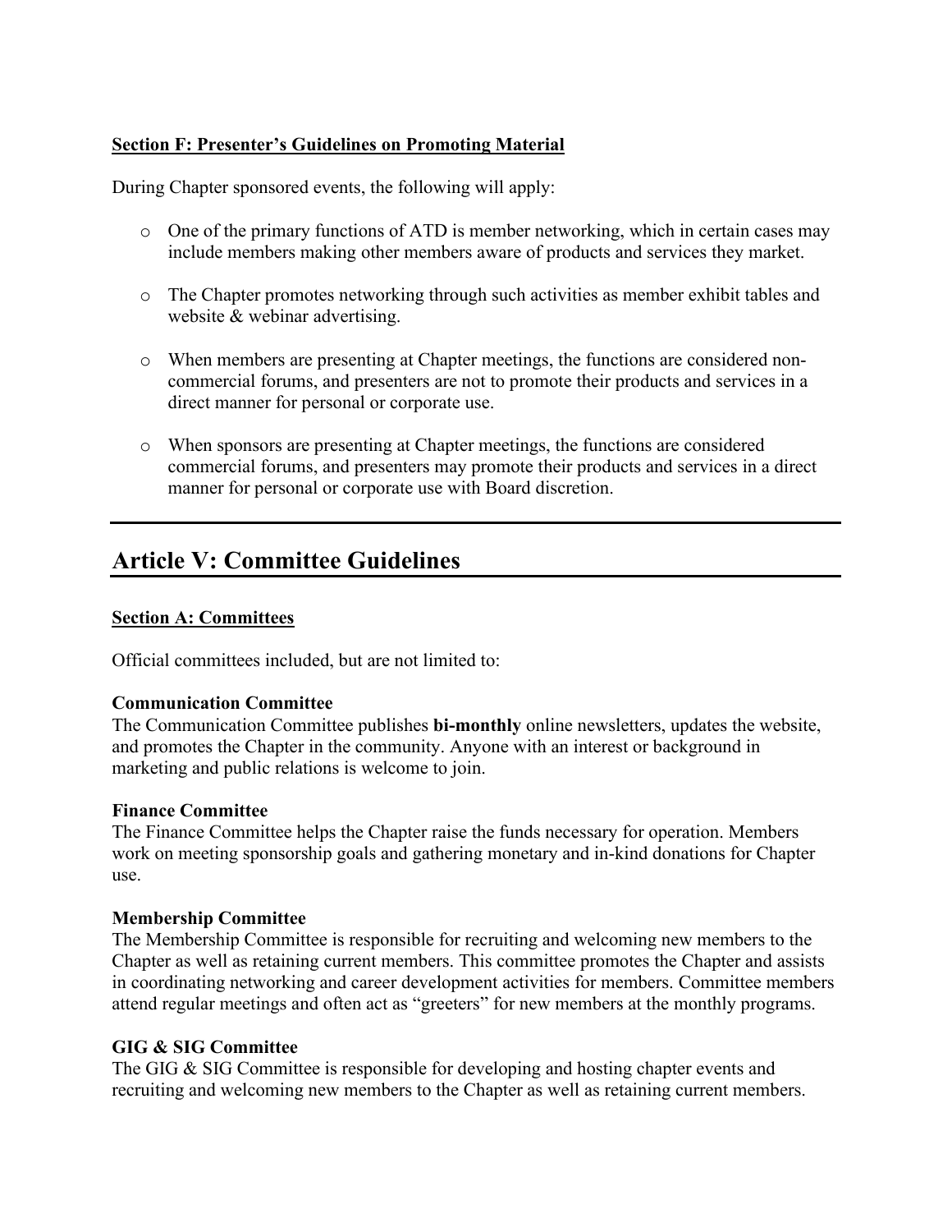**Section F: Presenter's Guidelines on Promoting Material**

During Chapter sponsored events, the following will apply:

- One of the primary functions of ATD is member networking, which in certain cases may include members making other members aware of products and services they market.
- The Chapter promotes networking through such activities as member exhibit tables and website & webinar advertising.
- When members are presenting at Chapter meetings, the functions are considered non-commercial forums, and presenters are not to promote their products and services in a direct manner for personal or corporate use.
- When sponsors are presenting at Chapter meetings, the functions are considered commercial forums, and presenters may promote their products and services in a direct manner for personal or corporate use with Board discretion.

---

# Article V: Committee Guidelines

**Section A: Committees**

Official committees included, but are not limited to:

**Communication Committee**
The Communication Committee publishes **bi-monthly** online newsletters, updates the website, and promotes the Chapter in the community. Anyone with an interest or background in marketing and public relations is welcome to join.

**Finance Committee**
The Finance Committee helps the Chapter raise the funds necessary for operation. Members work on meeting sponsorship goals and gathering monetary and in-kind donations for Chapter use.

**Membership Committee**
The Membership Committee is responsible for recruiting and welcoming new members to the Chapter as well as retaining current members. This committee promotes the Chapter and assists in coordinating networking and career development activities for members. Committee members attend regular meetings and often act as "greeters" for new members at the monthly programs.

**GIG & SIG Committee**
The GIG & SIG Committee is responsible for developing and hosting chapter events and recruiting and welcoming new members to the Chapter as well as retaining current members.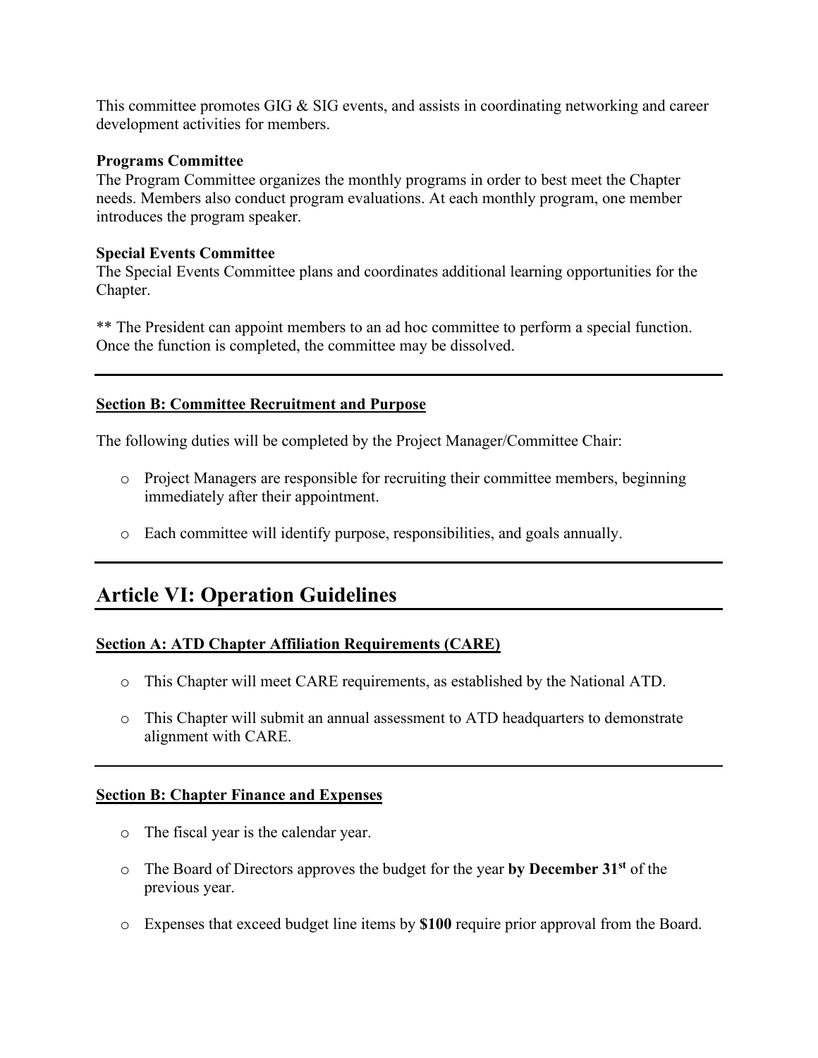This committee promotes GIG & SIG events, and assists in coordinating networking and career development activities for members.

**Programs Committee**
The Program Committee organizes the monthly programs in order to best meet the Chapter needs. Members also conduct program evaluations. At each monthly program, one member introduces the program speaker.

**Special Events Committee**
The Special Events Committee plans and coordinates additional learning opportunities for the Chapter.

** The President can appoint members to an ad hoc committee to perform a special function. Once the function is completed, the committee may be dissolved.

---

### Section B: Committee Recruitment and Purpose

The following duties will be completed by the Project Manager/Committee Chair:

- Project Managers are responsible for recruiting their committee members, beginning immediately after their appointment.
- Each committee will identify purpose, responsibilities, and goals annually.

---

## Article VI: Operation Guidelines

### Section A: ATD Chapter Affiliation Requirements (CARE)

- This Chapter will meet CARE requirements, as established by the National ATD.
- This Chapter will submit an annual assessment to ATD headquarters to demonstrate alignment with CARE.

---

### Section B: Chapter Finance and Expenses

- The fiscal year is the calendar year.
- The Board of Directors approves the budget for the year **by December 31st** of the previous year.
- Expenses that exceed budget line items by **$100** require prior approval from the Board.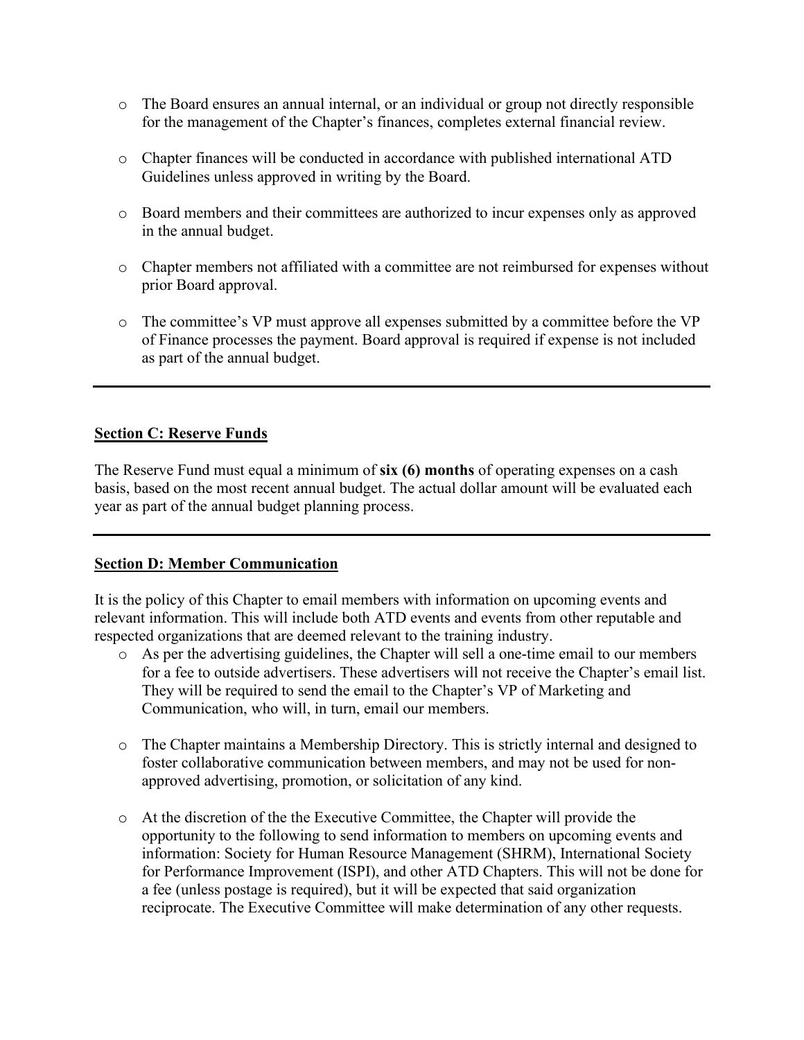- The Board ensures an annual internal, or an individual or group not directly responsible for the management of the Chapter's finances, completes external financial review.

- Chapter finances will be conducted in accordance with published international ATD Guidelines unless approved in writing by the Board.

- Board members and their committees are authorized to incur expenses only as approved in the annual budget.

- Chapter members not affiliated with a committee are not reimbursed for expenses without prior Board approval.

- The committee's VP must approve all expenses submitted by a committee before the VP of Finance processes the payment. Board approval is required if expense is not included as part of the annual budget.

---

## Section C: Reserve Funds

The Reserve Fund must equal a minimum of **six (6) months** of operating expenses on a cash basis, based on the most recent annual budget. The actual dollar amount will be evaluated each year as part of the annual budget planning process.

---

## Section D: Member Communication

It is the policy of this Chapter to email members with information on upcoming events and relevant information. This will include both ATD events and events from other reputable and respected organizations that are deemed relevant to the training industry.

- As per the advertising guidelines, the Chapter will sell a one-time email to our members for a fee to outside advertisers. These advertisers will not receive the Chapter's email list. They will be required to send the email to the Chapter's VP of Marketing and Communication, who will, in turn, email our members.

- The Chapter maintains a Membership Directory. This is strictly internal and designed to foster collaborative communication between members, and may not be used for non-approved advertising, promotion, or solicitation of any kind.

- At the discretion of the the Executive Committee, the Chapter will provide the opportunity to the following to send information to members on upcoming events and information: Society for Human Resource Management (SHRM), International Society for Performance Improvement (ISPI), and other ATD Chapters. This will not be done for a fee (unless postage is required), but it will be expected that said organization reciprocate. The Executive Committee will make determination of any other requests.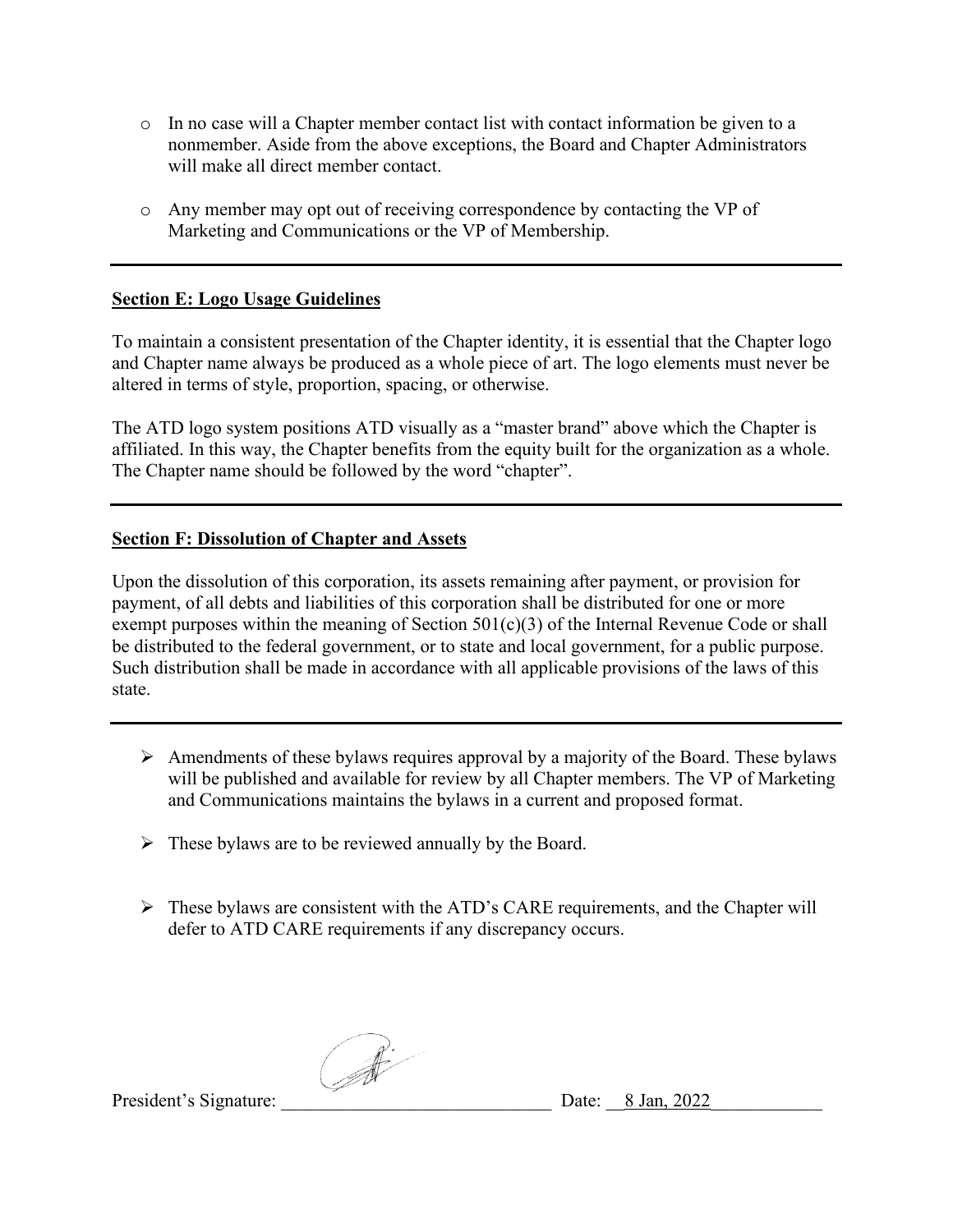- In no case will a Chapter member contact list with contact information be given to a nonmember. Aside from the above exceptions, the Board and Chapter Administrators will make all direct member contact.

- Any member may opt out of receiving correspondence by contacting the VP of Marketing and Communications or the VP of Membership.

---

**Section E: Logo Usage Guidelines**

To maintain a consistent presentation of the Chapter identity, it is essential that the Chapter logo and Chapter name always be produced as a whole piece of art. The logo elements must never be altered in terms of style, proportion, spacing, or otherwise.

The ATD logo system positions ATD visually as a "master brand" above which the Chapter is affiliated. In this way, the Chapter benefits from the equity built for the organization as a whole. The Chapter name should be followed by the word "chapter".

---

**Section F: Dissolution of Chapter and Assets**

Upon the dissolution of this corporation, its assets remaining after payment, or provision for payment, of all debts and liabilities of this corporation shall be distributed for one or more exempt purposes within the meaning of Section 501(c)(3) of the Internal Revenue Code or shall be distributed to the federal government, or to state and local government, for a public purpose. Such distribution shall be made in accordance with all applicable provisions of the laws of this state.

---

- Amendments of these bylaws requires approval by a majority of the Board. These bylaws will be published and available for review by all Chapter members. The VP of Marketing and Communications maintains the bylaws in a current and proposed format.

- These bylaws are to be reviewed annually by the Board.

- These bylaws are consistent with the ATD's CARE requirements, and the Chapter will defer to ATD CARE requirements if any discrepancy occurs.

President's Signature: ______________________________ Date: 8 Jan, 2022